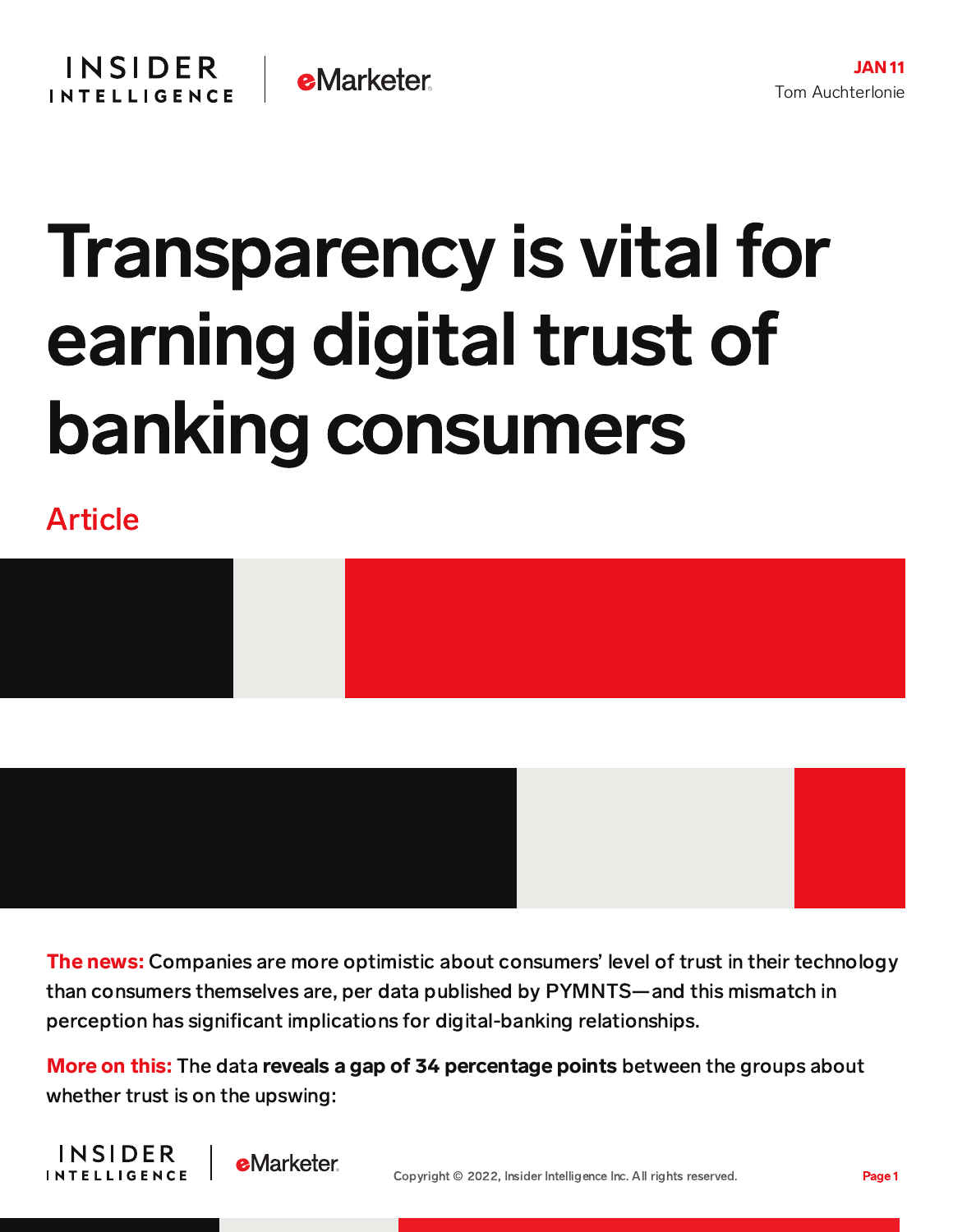JAN 11

Tom Auchterlonie

# Transparency is vital for earning digital trust of banking consumers

Article

**The news:** Companies are more optimistic about consumers' level of trust in their technology than consumers themselves are, per data published by PYMNTS—and this mismatch in perception has significant implications for digital-banking relationships.

**More on this:** The data **reveals a gap of 34 percentage points** between the groups about whether trust is on the upswing: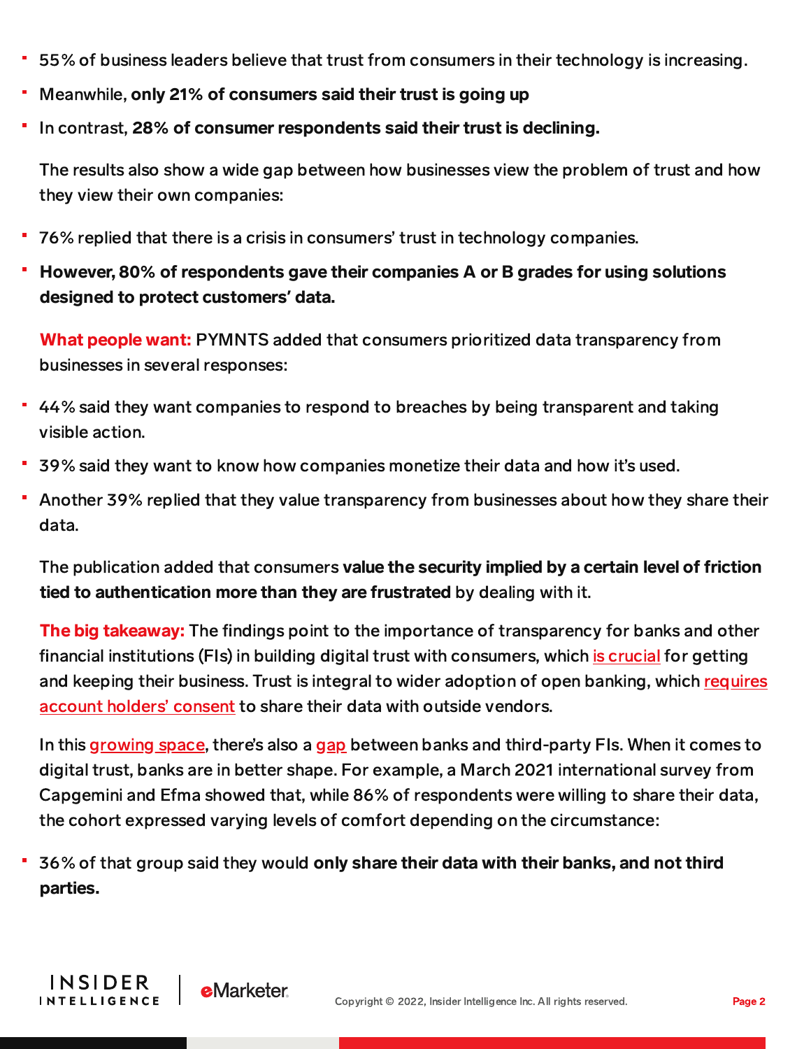- 55% of business leaders believe that trust from consumers in their technology is increasing.
- Meanwhile, **only 21% of consumers said their trust is going up**
- In contrast, **28% of consumer respondents said their trust is declining.**

The results also show a wide gap between how businesses view the problem of trust and how they view their own companies:

- 76% replied that there is a crisis in consumers' trust in technology companies.
- **However, 80% of respondents gave their companies A or B grades for using solutions designed to protect customers' data.**

**What people want:** PYMNTS added that consumers prioritized data transparency from businesses in several responses:

- 44% said they want companies to respond to breaches by being transparent and taking visible action.
- 39% said they want to know how companies monetize their data and how it's used.
- Another 39% replied that they value transparency from businesses about how they share their data.

The publication added that consumers **value the security implied by a certain level of friction tied to authentication more than they are frustrated** by dealing with it.

**The big takeaway:** The findings point to the importance of transparency for banks and other financial institutions (FIs) in building digital trust with consumers, which is crucial for getting and keeping their business. Trust is integral to wider adoption of open banking, which requires account holders' consent to share their data with outside vendors.

In this growing space, there's also a gap between banks and third-party FIs. When it comes to digital trust, banks are in better shape. For example, a March 2021 international survey from Capgemini and Efma showed that, while 86% of respondents were willing to share their data, the cohort expressed varying levels of comfort depending on the circumstance:

- 36% of that group said they would **only share their data with their banks, and not third parties.**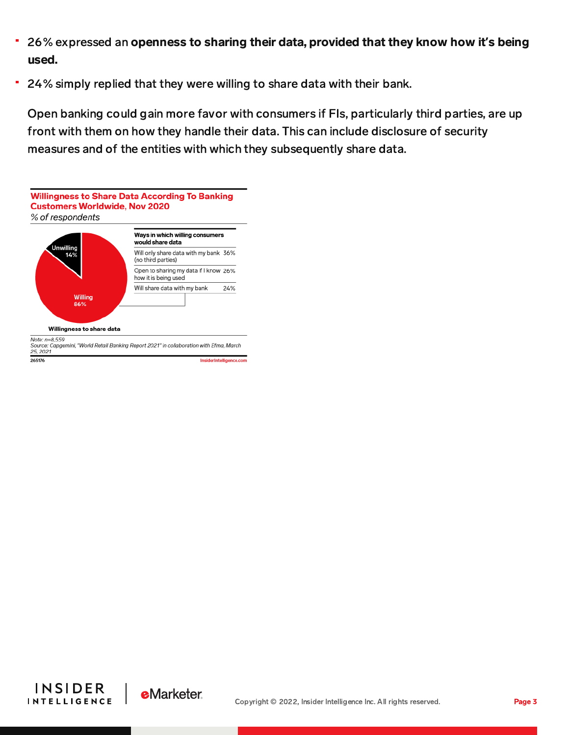- 26% expressed an **openness to sharing their data, provided that they know how it's being used.**
- 24% simply replied that they were willing to share data with their bank.

Open banking could gain more favor with consumers if FIs, particularly third parties, are up front with them on how they handle their data. This can include disclosure of security measures and of the entities with which they subsequently share data.

**Willingness to Share Data According To Banking Customers Worldwide, Nov 2020**

*% of respondents*

Unwilling 14%

Willing 86%

Willingness to share data

Ways in which willing consumers would share data

Will only share data with my bank (no third parties) 36%

Open to sharing my data if I know how it is being used 26%

Will share data with my bank 24%

*Note: n=8,559*
*Source: Capgemini, "World Retail Banking Report 2021" in collaboration with Efma, March 25, 2021*

265176

InsiderIntelligence.com